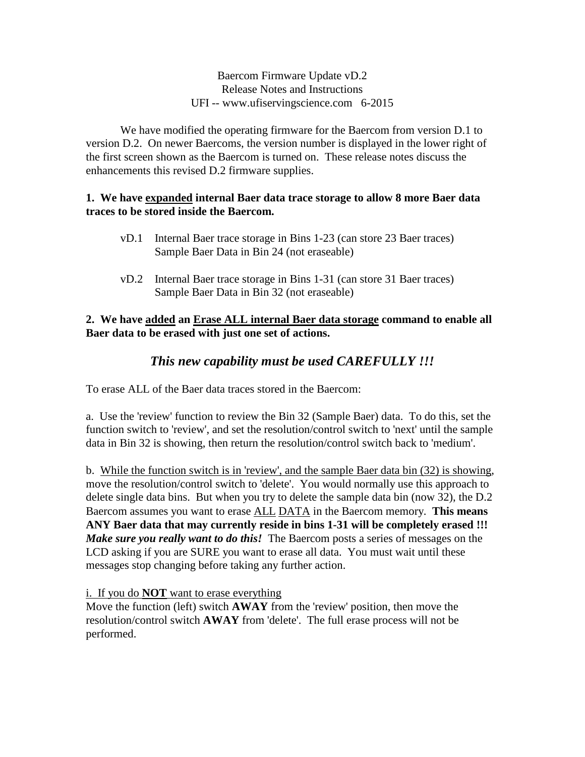# Baercom Firmware Update vD.2
Release Notes and Instructions
UFI -- www.ufiservingscience.com 6-2015

We have modified the operating firmware for the Baercom from version D.1 to version D.2. On newer Baercoms, the version number is displayed in the lower right of the first screen shown as the Baercom is turned on. These release notes discuss the enhancements this revised D.2 firmware supplies.

**1. We have <u>expanded</u> internal Baer data trace storage to allow 8 more Baer data traces to be stored inside the Baercom.**

vD.1 Internal Baer trace storage in Bins 1-23 (can store 23 Baer traces)
Sample Baer Data in Bin 24 (not eraseable)

vD.2 Internal Baer trace storage in Bins 1-31 (can store 31 Baer traces)
Sample Baer Data in Bin 32 (not eraseable)

**2. We have <u>added</u> an <u>Erase ALL internal Baer data storage</u> command to enable all Baer data to be erased with just one set of actions.**

***This new capability must be used CAREFULLY !!!***

To erase ALL of the Baer data traces stored in the Baercom:

a. Use the 'review' function to review the Bin 32 (Sample Baer) data. To do this, set the function switch to 'review', and set the resolution/control switch to 'next' until the sample data in Bin 32 is showing, then return the resolution/control switch back to 'medium'.

b. <u>While the function switch is in 'review', and the sample Baer data bin (32) is showing</u>, move the resolution/control switch to 'delete'. You would normally use this approach to delete single data bins. But when you try to delete the sample data bin (now 32), the D.2 Baercom assumes you want to erase <u>ALL</u> <u>DATA</u> in the Baercom memory. **This means ANY Baer data that may currently reside in bins 1-31 will be completely erased !!!** ***Make sure you really want to do this!*** The Baercom posts a series of messages on the LCD asking if you are SURE you want to erase all data. You must wait until these messages stop changing before taking any further action.

<u>i. If you do **NOT** want to erase everything</u>
Move the function (left) switch **AWAY** from the 'review' position, then move the resolution/control switch **AWAY** from 'delete'. The full erase process will not be performed.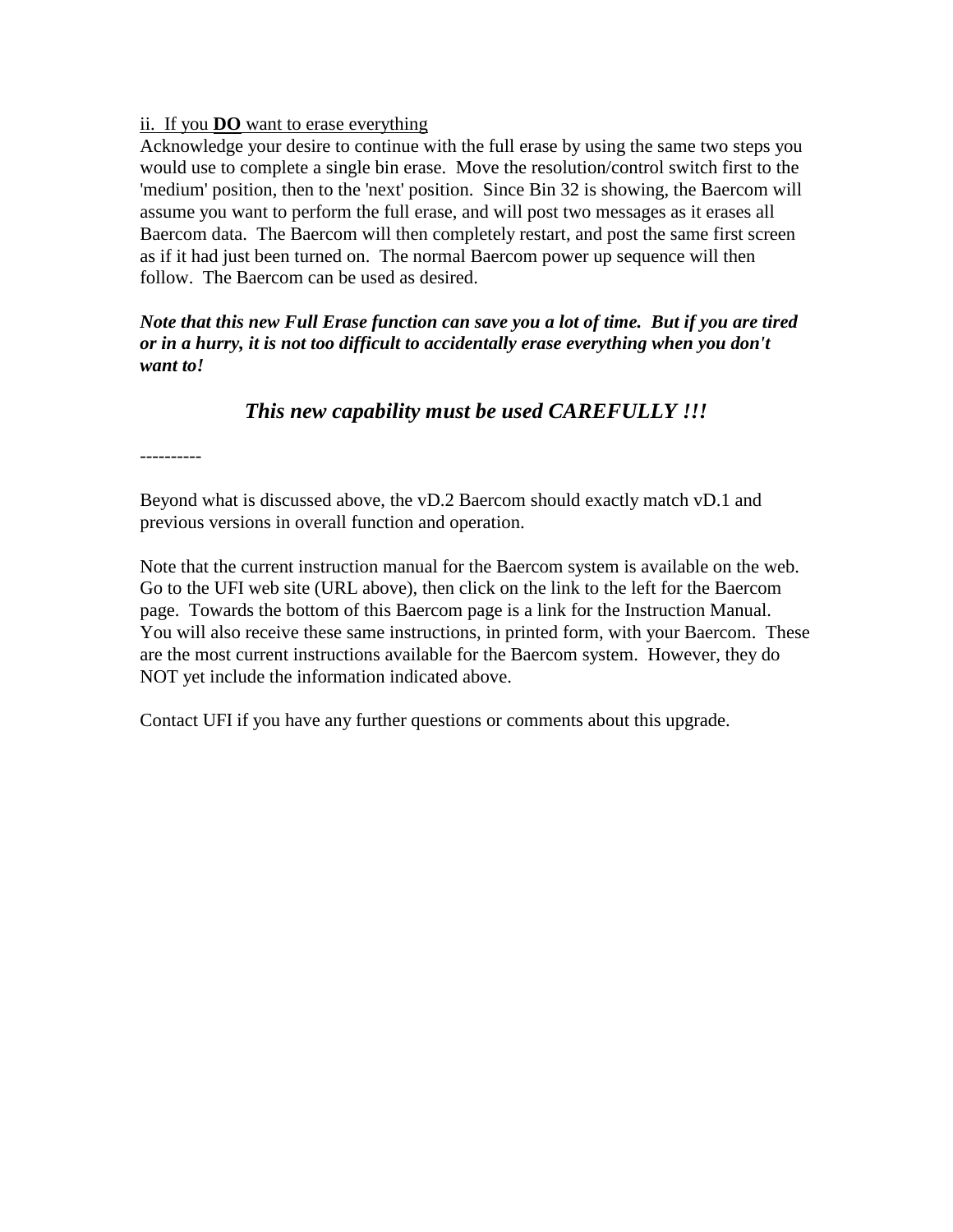ii. If you **DO** want to erase everything

Acknowledge your desire to continue with the full erase by using the same two steps you would use to complete a single bin erase. Move the resolution/control switch first to the 'medium' position, then to the 'next' position. Since Bin 32 is showing, the Baercom will assume you want to perform the full erase, and will post two messages as it erases all Baercom data. The Baercom will then completely restart, and post the same first screen as if it had just been turned on. The normal Baercom power up sequence will then follow. The Baercom can be used as desired.

***Note that this new Full Erase function can save you a lot of time. But if you are tired or in a hurry, it is not too difficult to accidentally erase everything when you don't want to!***

***This new capability must be used CAREFULLY !!!***

----------

Beyond what is discussed above, the vD.2 Baercom should exactly match vD.1 and previous versions in overall function and operation.

Note that the current instruction manual for the Baercom system is available on the web. Go to the UFI web site (URL above), then click on the link to the left for the Baercom page. Towards the bottom of this Baercom page is a link for the Instruction Manual. You will also receive these same instructions, in printed form, with your Baercom. These are the most current instructions available for the Baercom system. However, they do NOT yet include the information indicated above.

Contact UFI if you have any further questions or comments about this upgrade.